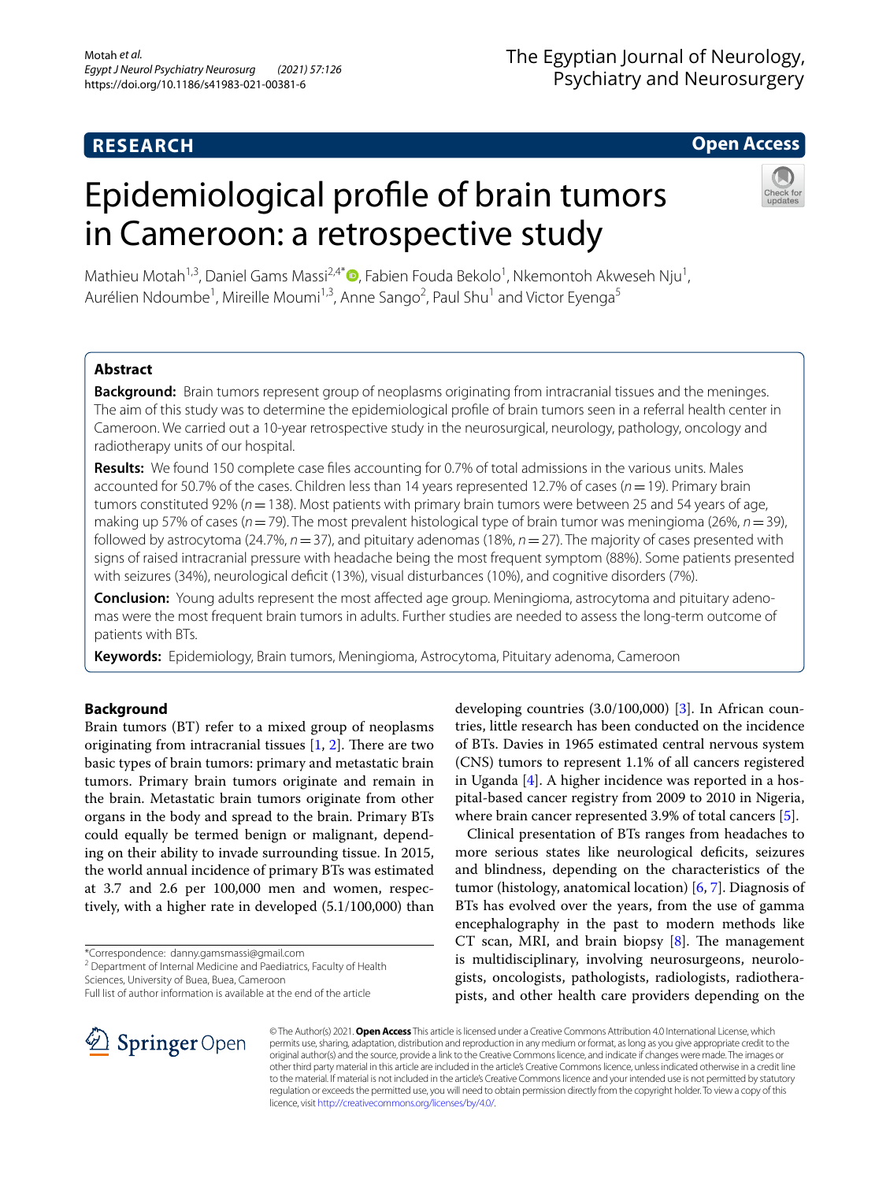RESEARCH

Open Access

# Epidemiological profile of brain tumors in Cameroon: a retrospective study

Mathieu Motah[1,3], Daniel Gams Massi[2,4*], Fabien Fouda Bekolo[1], Nkemontoh Akweseh Nju[1], Aurélien Ndoumbe[1], Mireille Moumi[1,3], Anne Sango[2], Paul Shu[1] and Victor Eyenga[5]

## Abstract

**Background:** Brain tumors represent group of neoplasms originating from intracranial tissues and the meninges. The aim of this study was to determine the epidemiological profile of brain tumors seen in a referral health center in Cameroon. We carried out a 10-year retrospective study in the neurosurgical, neurology, pathology, oncology and radiotherapy units of our hospital.

**Results:** We found 150 complete case files accounting for 0.7% of total admissions in the various units. Males accounted for 50.7% of the cases. Children less than 14 years represented 12.7% of cases (*n* = 19). Primary brain tumors constituted 92% (*n* = 138). Most patients with primary brain tumors were between 25 and 54 years of age, making up 57% of cases (*n* = 79). The most prevalent histological type of brain tumor was meningioma (26%, *n* = 39), followed by astrocytoma (24.7%, *n* = 37), and pituitary adenomas (18%, *n* = 27). The majority of cases presented with signs of raised intracranial pressure with headache being the most frequent symptom (88%). Some patients presented with seizures (34%), neurological deficit (13%), visual disturbances (10%), and cognitive disorders (7%).

**Conclusion:** Young adults represent the most affected age group. Meningioma, astrocytoma and pituitary adenomas were the most frequent brain tumors in adults. Further studies are needed to assess the long-term outcome of patients with BTs.

**Keywords:** Epidemiology, Brain tumors, Meningioma, Astrocytoma, Pituitary adenoma, Cameroon

## Background

Brain tumors (BT) refer to a mixed group of neoplasms originating from intracranial tissues [1, 2]. There are two basic types of brain tumors: primary and metastatic brain tumors. Primary brain tumors originate and remain in the brain. Metastatic brain tumors originate from other organs in the body and spread to the brain. Primary BTs could equally be termed benign or malignant, depending on their ability to invade surrounding tissue. In 2015, the world annual incidence of primary BTs was estimated at 3.7 and 2.6 per 100,000 men and women, respectively, with a higher rate in developed (5.1/100,000) than developing countries (3.0/100,000) [3]. In African countries, little research has been conducted on the incidence of BTs. Davies in 1965 estimated central nervous system (CNS) tumors to represent 1.1% of all cancers registered in Uganda [4]. A higher incidence was reported in a hospital-based cancer registry from 2009 to 2010 in Nigeria, where brain cancer represented 3.9% of total cancers [5].

Clinical presentation of BTs ranges from headaches to more serious states like neurological deficits, seizures and blindness, depending on the characteristics of the tumor (histology, anatomical location) [6, 7]. Diagnosis of BTs has evolved over the years, from the use of gamma encephalography in the past to modern methods like CT scan, MRI, and brain biopsy [8]. The management is multidisciplinary, involving neurosurgeons, neurologists, oncologists, pathologists, radiologists, radiotherapists, and other health care providers depending on the

*Correspondence: danny.gamsmassi@gmail.com
[2] Department of Internal Medicine and Paediatrics, Faculty of Health Sciences, University of Buea, Buea, Cameroon
Full list of author information is available at the end of the article

© The Author(s) 2021. **Open Access** This article is licensed under a Creative Commons Attribution 4.0 International License, which permits use, sharing, adaptation, distribution and reproduction in any medium or format, as long as you give appropriate credit to the original author(s) and the source, provide a link to the Creative Commons licence, and indicate if changes were made. The images or other third party material in this article are included in the article's Creative Commons licence, unless indicated otherwise in a credit line to the material. If material is not included in the article's Creative Commons licence and your intended use is not permitted by statutory regulation or exceeds the permitted use, you will need to obtain permission directly from the copyright holder. To view a copy of this licence, visit http://creativecommons.org/licenses/by/4.0/.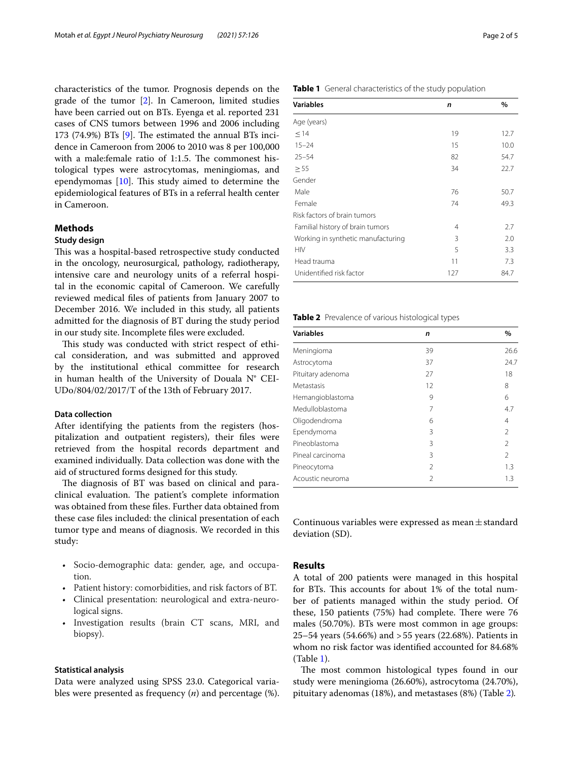characteristics of the tumor. Prognosis depends on the grade of the tumor [2]. In Cameroon, limited studies have been carried out on BTs. Eyenga et al. reported 231 cases of CNS tumors between 1996 and 2006 including 173 (74.9%) BTs [9]. The estimated the annual BTs incidence in Cameroon from 2006 to 2010 was 8 per 100,000 with a male:female ratio of 1:1.5. The commonest histological types were astrocytomas, meningiomas, and ependymomas [10]. This study aimed to determine the epidemiological features of BTs in a referral health center in Cameroon.

## Methods

### Study design

This was a hospital-based retrospective study conducted in the oncology, neurosurgical, pathology, radiotherapy, intensive care and neurology units of a referral hospital in the economic capital of Cameroon. We carefully reviewed medical files of patients from January 2007 to December 2016. We included in this study, all patients admitted for the diagnosis of BT during the study period in our study site. Incomplete files were excluded.

This study was conducted with strict respect of ethical consideration, and was submitted and approved by the institutional ethical committee for research in human health of the University of Douala N° CEI-UDo/804/02/2017/T of the 13th of February 2017.

### Data collection

After identifying the patients from the registers (hospitalization and outpatient registers), their files were retrieved from the hospital records department and examined individually. Data collection was done with the aid of structured forms designed for this study.

The diagnosis of BT was based on clinical and paraclinical evaluation. The patient's complete information was obtained from these files. Further data obtained from these case files included: the clinical presentation of each tumor type and means of diagnosis. We recorded in this study:

- Socio-demographic data: gender, age, and occupation.
- Patient history: comorbidities, and risk factors of BT.
- Clinical presentation: neurological and extra-neurological signs.
- Investigation results (brain CT scans, MRI, and biopsy).

### Statistical analysis

Data were analyzed using SPSS 23.0. Categorical variables were presented as frequency (*n*) and percentage (%). Continuous variables were expressed as mean ± standard deviation (SD).

**Table 1** General characteristics of the study population

| Variables | *n* | % |
|---|---|---|
| Age (years) | | |
| ≤ 14 | 19 | 12.7 |
| 15–24 | 15 | 10.0 |
| 25–54 | 82 | 54.7 |
| ≥ 55 | 34 | 22.7 |
| Gender | | |
| Male | 76 | 50.7 |
| Female | 74 | 49.3 |
| Risk factors of brain tumors | | |
| Familial history of brain tumors | 4 | 2.7 |
| Working in synthetic manufacturing | 3 | 2.0 |
| HIV | 5 | 3.3 |
| Head trauma | 11 | 7.3 |
| Unidentified risk factor | 127 | 84.7 |

**Table 2** Prevalence of various histological types

| Variables | *n* | % |
|---|---|---|
| Meningioma | 39 | 26.6 |
| Astrocytoma | 37 | 24.7 |
| Pituitary adenoma | 27 | 18 |
| Metastasis | 12 | 8 |
| Hemangioblastoma | 9 | 6 |
| Medulloblastoma | 7 | 4.7 |
| Oligodendroma | 6 | 4 |
| Ependymoma | 3 | 2 |
| Pineoblastoma | 3 | 2 |
| Pineal carcinoma | 3 | 2 |
| Pineocytoma | 2 | 1.3 |
| Acoustic neuroma | 2 | 1.3 |

## Results

A total of 200 patients were managed in this hospital for BTs. This accounts for about 1% of the total number of patients managed within the study period. Of these, 150 patients (75%) had complete. There were 76 males (50.70%). BTs were most common in age groups: 25–54 years (54.66%) and > 55 years (22.68%). Patients in whom no risk factor was identified accounted for 84.68% (Table 1).

The most common histological types found in our study were meningioma (26.60%), astrocytoma (24.70%), pituitary adenomas (18%), and metastases (8%) (Table 2).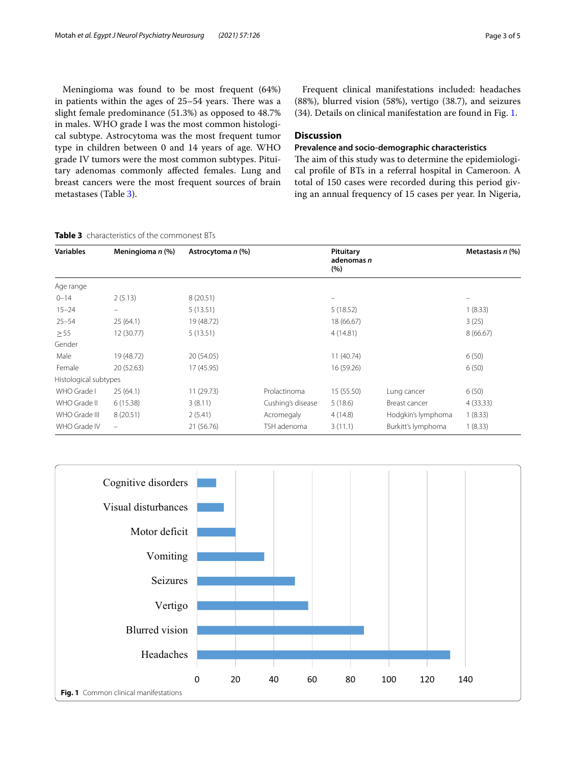Meningioma was found to be most frequent (64%) in patients within the ages of 25–54 years. There was a slight female predominance (51.3%) as opposed to 48.7% in males. WHO grade I was the most common histological subtype. Astrocytoma was the most frequent tumor type in children between 0 and 14 years of age. WHO grade IV tumors were the most common subtypes. Pituitary adenomas commonly affected females. Lung and breast cancers were the most frequent sources of brain metastases (Table 3).

Frequent clinical manifestations included: headaches (88%), blurred vision (58%), vertigo (38.7), and seizures (34). Details on clinical manifestation are found in Fig. 1.

## Discussion

### Prevalence and socio-demographic characteristics

The aim of this study was to determine the epidemiological profile of BTs in a referral hospital in Cameroon. A total of 150 cases were recorded during this period giving an annual frequency of 15 cases per year. In Nigeria,

**Table 3** characteristics of the commonest BTs

| Variables | Meningioma *n* (%) | Astrocytoma *n* (%) | | Pituitary adenomas *n* (%) | | Metastasis *n* (%) |
|---|---|---|---|---|---|---|
| Age range | | | | | | |
| 0–14 | 2 (5.13) | 8 (20.51) | | – | | – |
| 15–24 | – | 5 (13.51) | | 5 (18.52) | | 1 (8.33) |
| 25–54 | 25 (64.1) | 19 (48.72) | | 18 (66.67) | | 3 (25) |
| ≥ 55 | 12 (30.77) | 5 (13.51) | | 4 (14.81) | | 8 (66.67) |
| Gender | | | | | | |
| Male | 19 (48.72) | 20 (54.05) | | 11 (40.74) | | 6 (50) |
| Female | 20 (52.63) | 17 (45.95) | | 16 (59.26) | | 6 (50) |
| Histological subtypes | | | | | | |
| WHO Grade I | 25 (64.1) | 11 (29.73) | Prolactinoma | 15 (55.50) | Lung cancer | 6 (50) |
| WHO Grade II | 6 (15.38) | 3 (8.11) | Cushing's disease | 5 (18.6) | Breast cancer | 4 (33.33) |
| WHO Grade III | 8 (20.51) | 2 (5.41) | Acromegaly | 4 (14.8) | Hodgkin's lymphoma | 1 (8.33) |
| WHO Grade IV | – | 21 (56.76) | TSH adenoma | 3 (11.1) | Burkitt's lymphoma | 1 (8.33) |

**Fig. 1** Common clinical manifestations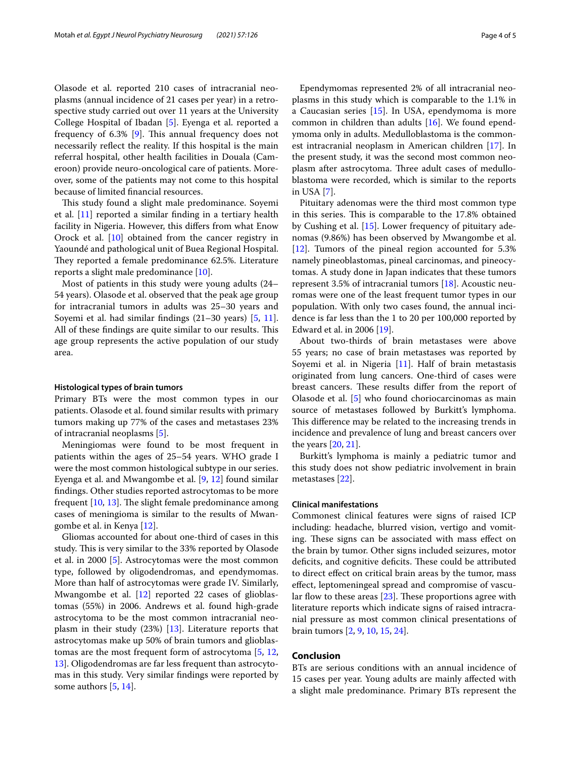Olasode et al. reported 210 cases of intracranial neoplasms (annual incidence of 21 cases per year) in a retrospective study carried out over 11 years at the University College Hospital of Ibadan [5]. Eyenga et al. reported a frequency of 6.3% [9]. This annual frequency does not necessarily reflect the reality. If this hospital is the main referral hospital, other health facilities in Douala (Cameroon) provide neuro-oncological care of patients. Moreover, some of the patients may not come to this hospital because of limited financial resources.

This study found a slight male predominance. Soyemi et al. [11] reported a similar finding in a tertiary health facility in Nigeria. However, this differs from what Enow Orock et al. [10] obtained from the cancer registry in Yaoundé and pathological unit of Buea Regional Hospital. They reported a female predominance 62.5%. Literature reports a slight male predominance [10].

Most of patients in this study were young adults (24–54 years). Olasode et al. observed that the peak age group for intracranial tumors in adults was 25–30 years and Soyemi et al. had similar findings (21–30 years) [5, 11]. All of these findings are quite similar to our results. This age group represents the active population of our study area.

### Histological types of brain tumors

Primary BTs were the most common types in our patients. Olasode et al. found similar results with primary tumors making up 77% of the cases and metastases 23% of intracranial neoplasms [5].

Meningiomas were found to be most frequent in patients within the ages of 25–54 years. WHO grade I were the most common histological subtype in our series. Eyenga et al. and Mwangombe et al. [9, 12] found similar findings. Other studies reported astrocytomas to be more frequent [10, 13]. The slight female predominance among cases of meningioma is similar to the results of Mwangombe et al. in Kenya [12].

Gliomas accounted for about one-third of cases in this study. This is very similar to the 33% reported by Olasode et al. in 2000 [5]. Astrocytomas were the most common type, followed by oligodendromas, and ependymomas. More than half of astrocytomas were grade IV. Similarly, Mwangombe et al. [12] reported 22 cases of glioblastomas (55%) in 2006. Andrews et al. found high-grade astrocytoma to be the most common intracranial neoplasm in their study (23%) [13]. Literature reports that astrocytomas make up 50% of brain tumors and glioblastomas are the most frequent form of astrocytoma [5, 12, 13]. Oligodendromas are far less frequent than astrocytomas in this study. Very similar findings were reported by some authors [5, 14].

Ependymomas represented 2% of all intracranial neoplasms in this study which is comparable to the 1.1% in a Caucasian series [15]. In USA, ependymoma is more common in children than adults [16]. We found ependymoma only in adults. Medulloblastoma is the commonest intracranial neoplasm in American children [17]. In the present study, it was the second most common neoplasm after astrocytoma. Three adult cases of medulloblastoma were recorded, which is similar to the reports in USA [7].

Pituitary adenomas were the third most common type in this series. This is comparable to the 17.8% obtained by Cushing et al. [15]. Lower frequency of pituitary adenomas (9.86%) has been observed by Mwangombe et al. [12]. Tumors of the pineal region accounted for 5.3% namely pineoblastomas, pineal carcinomas, and pineocytomas. A study done in Japan indicates that these tumors represent 3.5% of intracranial tumors [18]. Acoustic neuromas were one of the least frequent tumor types in our population. With only two cases found, the annual incidence is far less than the 1 to 20 per 100,000 reported by Edward et al. in 2006 [19].

About two-thirds of brain metastases were above 55 years; no case of brain metastases was reported by Soyemi et al. in Nigeria [11]. Half of brain metastasis originated from lung cancers. One-third of cases were breast cancers. These results differ from the report of Olasode et al. [5] who found choriocarcinomas as main source of metastases followed by Burkitt's lymphoma. This difference may be related to the increasing trends in incidence and prevalence of lung and breast cancers over the years [20, 21].

Burkitt's lymphoma is mainly a pediatric tumor and this study does not show pediatric involvement in brain metastases [22].

### Clinical manifestations

Commonest clinical features were signs of raised ICP including: headache, blurred vision, vertigo and vomiting. These signs can be associated with mass effect on the brain by tumor. Other signs included seizures, motor deficits, and cognitive deficits. These could be attributed to direct effect on critical brain areas by the tumor, mass effect, leptomeningeal spread and compromise of vascular flow to these areas [23]. These proportions agree with literature reports which indicate signs of raised intracranial pressure as most common clinical presentations of brain tumors [2, 9, 10, 15, 24].

## Conclusion

BTs are serious conditions with an annual incidence of 15 cases per year. Young adults are mainly affected with a slight male predominance. Primary BTs represent the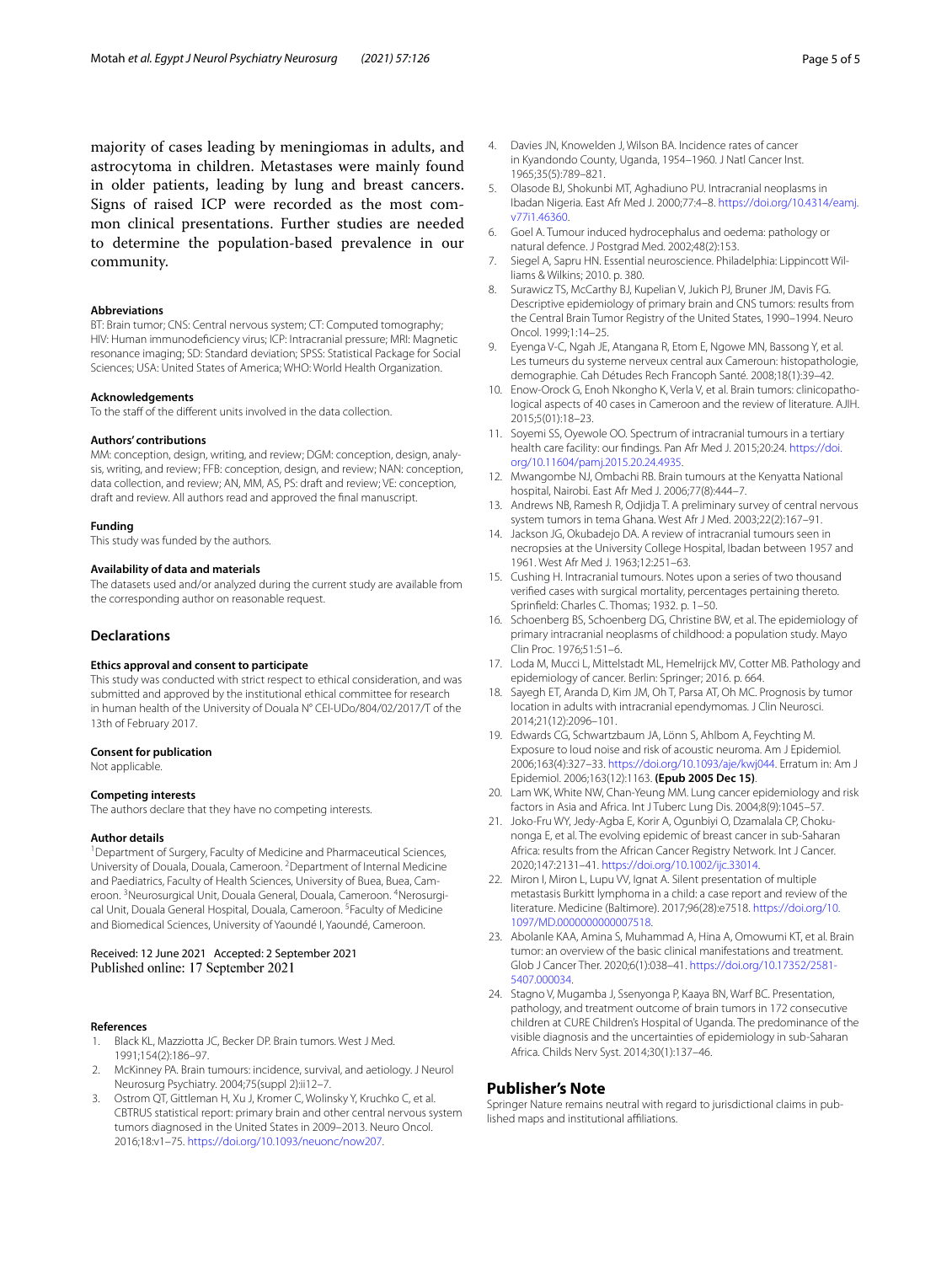majority of cases leading by meningiomas in adults, and astrocytoma in children. Metastases were mainly found in older patients, leading by lung and breast cancers. Signs of raised ICP were recorded as the most common clinical presentations. Further studies are needed to determine the population-based prevalence in our community.

#### Abbreviations
BT: Brain tumor; CNS: Central nervous system; CT: Computed tomography; HIV: Human immunodeficiency virus; ICP: Intracranial pressure; MRI: Magnetic resonance imaging; SD: Standard deviation; SPSS: Statistical Package for Social Sciences; USA: United States of America; WHO: World Health Organization.

#### Acknowledgements
To the staff of the different units involved in the data collection.

#### Authors' contributions
MM: conception, design, writing, and review; DGM: conception, design, analysis, writing, and review; FFB: conception, design, and review; NAN: conception, data collection, and review; AN, MM, AS, PS: draft and review; VE: conception, draft and review. All authors read and approved the final manuscript.

#### Funding
This study was funded by the authors.

#### Availability of data and materials
The datasets used and/or analyzed during the current study are available from the corresponding author on reasonable request.

## Declarations

#### Ethics approval and consent to participate
This study was conducted with strict respect to ethical consideration, and was submitted and approved by the institutional ethical committee for research in human health of the University of Douala N° CEI-UDo/804/02/2017/T of the 13th of February 2017.

#### Consent for publication
Not applicable.

#### Competing interests
The authors declare that they have no competing interests.

#### Author details
[1]Department of Surgery, Faculty of Medicine and Pharmaceutical Sciences, University of Douala, Douala, Cameroon. [2]Department of Internal Medicine and Paediatrics, Faculty of Health Sciences, University of Buea, Buea, Cameroon. [3]Neurosurgical Unit, Douala General, Douala, Cameroon. [4]Nerosurgical Unit, Douala General Hospital, Douala, Cameroon. [5]Faculty of Medicine and Biomedical Sciences, University of Yaoundé I, Yaoundé, Cameroon.

Received: 12 June 2021 Accepted: 2 September 2021
Published online: 17 September 2021

#### References
1. Black KL, Mazziotta JC, Becker DP. Brain tumors. West J Med. 1991;154(2):186–97.
2. McKinney PA. Brain tumours: incidence, survival, and aetiology. J Neurol Neurosurg Psychiatry. 2004;75(suppl 2):ii12–7.
3. Ostrom QT, Gittleman H, Xu J, Kromer C, Wolinsky Y, Kruchko C, et al. CBTRUS statistical report: primary brain and other central nervous system tumors diagnosed in the United States in 2009–2013. Neuro Oncol. 2016;18:v1–75. https://doi.org/10.1093/neuonc/now207.
4. Davies JN, Knowelden J, Wilson BA. Incidence rates of cancer in Kyandondo County, Uganda, 1954–1960. J Natl Cancer Inst. 1965;35(5):789–821.
5. Olasode BJ, Shokunbi MT, Aghadiuno PU. Intracranial neoplasms in Ibadan Nigeria. East Afr Med J. 2000;77:4–8. https://doi.org/10.4314/eamj.v77i1.46360.
6. Goel A. Tumour induced hydrocephalus and oedema: pathology or natural defence. J Postgrad Med. 2002;48(2):153.
7. Siegel A, Sapru HN. Essential neuroscience. Philadelphia: Lippincott Williams & Wilkins; 2010. p. 380.
8. Surawicz TS, McCarthy BJ, Kupelian V, Jukich PJ, Bruner JM, Davis FG. Descriptive epidemiology of primary brain and CNS tumors: results from the Central Brain Tumor Registry of the United States, 1990–1994. Neuro Oncol. 1999;1:14–25.
9. Eyenga V-C, Ngah JE, Atangana R, Etom E, Ngowe MN, Bassong Y, et al. Les tumeurs du systeme nerveux central aux Cameroun: histopathologie, demographie. Cah Détudes Rech Francoph Santé. 2008;18(1):39–42.
10. Enow-Orock G, Enoh Nkongho K, Verla V, et al. Brain tumors: clinicopathological aspects of 40 cases in Cameroon and the review of literature. AJIH. 2015;5(01):18–23.
11. Soyemi SS, Oyewole OO. Spectrum of intracranial tumours in a tertiary health care facility: our findings. Pan Afr Med J. 2015;20:24. https://doi.org/10.11604/pamj.2015.20.24.4935.
12. Mwangombe NJ, Ombachi RB. Brain tumours at the Kenyatta National hospital, Nairobi. East Afr Med J. 2006;77(8):444–7.
13. Andrews NB, Ramesh R, Odjidja T. A preliminary survey of central nervous system tumors in tema Ghana. West Afr J Med. 2003;22(2):167–91.
14. Jackson JG, Okubadejo DA. A review of intracranial tumours seen in necropsies at the University College Hospital, Ibadan between 1957 and 1961. West Afr Med J. 1963;12:251–63.
15. Cushing H. Intracranial tumours. Notes upon a series of two thousand verified cases with surgical mortality, percentages pertaining thereto. Sprinfield: Charles C. Thomas; 1932. p. 1–50.
16. Schoenberg BS, Schoenberg DG, Christine BW, et al. The epidemiology of primary intracranial neoplasms of childhood: a population study. Mayo Clin Proc. 1976;51:51–6.
17. Loda M, Mucci L, Mittelstadt ML, Hemelrijck MV, Cotter MB. Pathology and epidemiology of cancer. Berlin: Springer; 2016. p. 664.
18. Sayegh ET, Aranda D, Kim JM, Oh T, Parsa AT, Oh MC. Prognosis by tumor location in adults with intracranial ependymomas. J Clin Neurosci. 2014;21(12):2096–101.
19. Edwards CG, Schwartzbaum JA, Lönn S, Ahlbom A, Feychting M. Exposure to loud noise and risk of acoustic neuroma. Am J Epidemiol. 2006;163(4):327–33. https://doi.org/10.1093/aje/kwj044. Erratum in: Am J Epidemiol. 2006;163(12):1163. **(Epub 2005 Dec 15)**.
20. Lam WK, White NW, Chan-Yeung MM. Lung cancer epidemiology and risk factors in Asia and Africa. Int J Tuberc Lung Dis. 2004;8(9):1045–57.
21. Joko-Fru WY, Jedy-Agba E, Korir A, Ogunbiyi O, Dzamalala CP, Chokunonga E, et al. The evolving epidemic of breast cancer in sub-Saharan Africa: results from the African Cancer Registry Network. Int J Cancer. 2020;147:2131–41. https://doi.org/10.1002/ijc.33014.
22. Miron I, Miron L, Lupu VV, Ignat A. Silent presentation of multiple metastasis Burkitt lymphoma in a child: a case report and review of the literature. Medicine (Baltimore). 2017;96(28):e7518. https://doi.org/10.1097/MD.0000000000007518.
23. Abolanle KAA, Amina S, Muhammad A, Hina A, Omowumi KT, et al. Brain tumor: an overview of the basic clinical manifestations and treatment. Glob J Cancer Ther. 2020;6(1):038–41. https://doi.org/10.17352/2581-5407.000034.
24. Stagno V, Mugamba J, Ssenyonga P, Kaaya BN, Warf BC. Presentation, pathology, and treatment outcome of brain tumors in 172 consecutive children at CURE Children's Hospital of Uganda. The predominance of the visible diagnosis and the uncertainties of epidemiology in sub-Saharan Africa. Childs Nerv Syst. 2014;30(1):137–46.

## Publisher's Note
Springer Nature remains neutral with regard to jurisdictional claims in published maps and institutional affiliations.